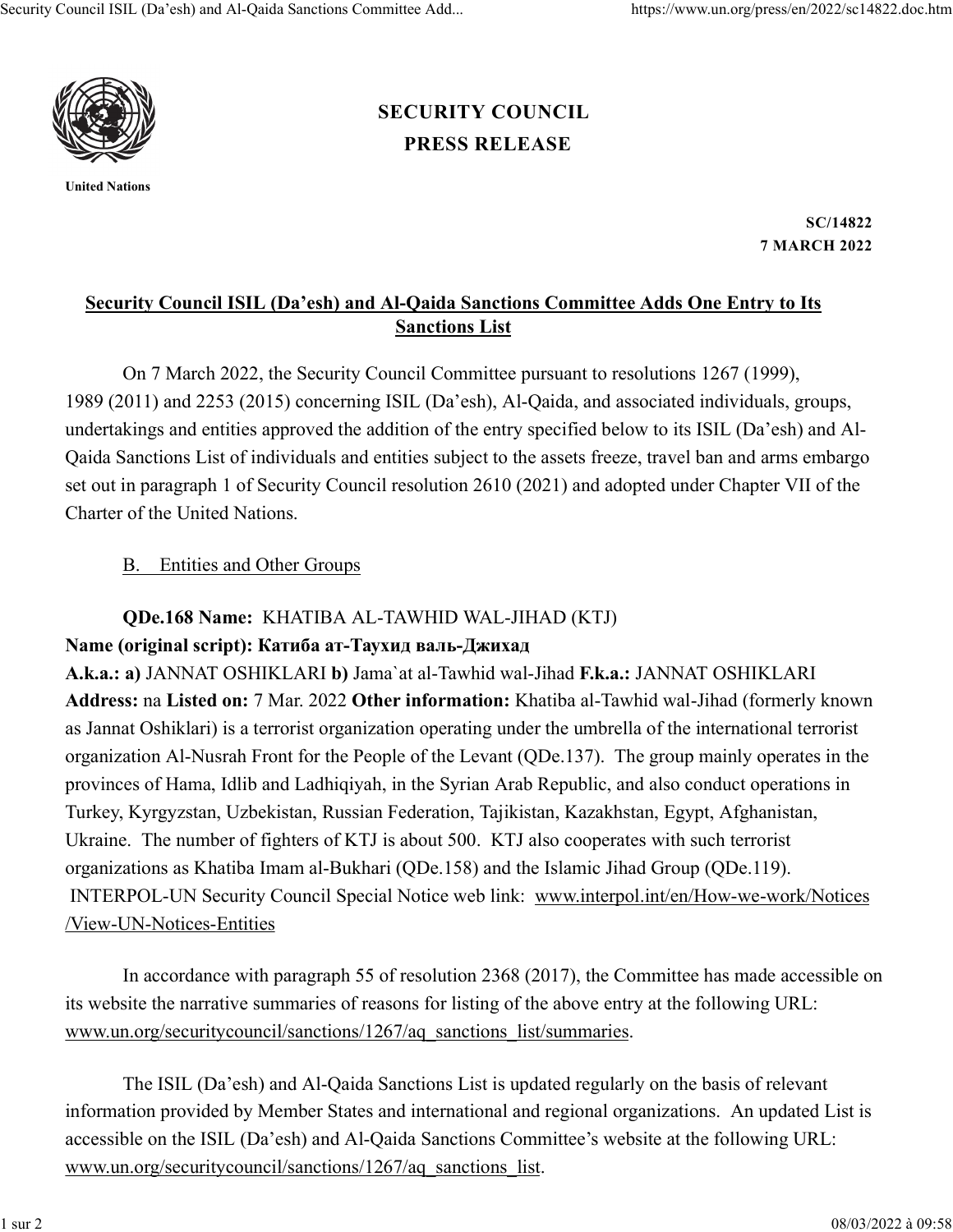**SECURITY COUNCIL**

**PRESS RELEASE**

United Nations

**SC/14822**
**7 MARCH 2022**

# Security Council ISIL (Da'esh) and Al-Qaida Sanctions Committee Adds One Entry to Its Sanctions List

On 7 March 2022, the Security Council Committee pursuant to resolutions 1267 (1999), 1989 (2011) and 2253 (2015) concerning ISIL (Da'esh), Al-Qaida, and associated individuals, groups, undertakings and entities approved the addition of the entry specified below to its ISIL (Da'esh) and Al-Qaida Sanctions List of individuals and entities subject to the assets freeze, travel ban and arms embargo set out in paragraph 1 of Security Council resolution 2610 (2021) and adopted under Chapter VII of the Charter of the United Nations.

B. Entities and Other Groups

**QDe.168 Name:** KHATIBA AL-TAWHID WAL-JIHAD (KTJ)
**Name (original script): Катиба ат-Таухид валь-Джихад**
**A.k.a.: a)** JANNAT OSHIKLARI **b)** Jama`at al-Tawhid wal-Jihad **F.k.a.:** JANNAT OSHIKLARI **Address:** na **Listed on:** 7 Mar. 2022 **Other information:** Khatiba al-Tawhid wal-Jihad (formerly known as Jannat Oshiklari) is a terrorist organization operating under the umbrella of the international terrorist organization Al-Nusrah Front for the People of the Levant (QDe.137). The group mainly operates in the provinces of Hama, Idlib and Ladhiqiyah, in the Syrian Arab Republic, and also conduct operations in Turkey, Kyrgyzstan, Uzbekistan, Russian Federation, Tajikistan, Kazakhstan, Egypt, Afghanistan, Ukraine. The number of fighters of KTJ is about 500. KTJ also cooperates with such terrorist organizations as Khatiba Imam al-Bukhari (QDe.158) and the Islamic Jihad Group (QDe.119). INTERPOL-UN Security Council Special Notice web link: www.interpol.int/en/How-we-work/Notices/View-UN-Notices-Entities

In accordance with paragraph 55 of resolution 2368 (2017), the Committee has made accessible on its website the narrative summaries of reasons for listing of the above entry at the following URL: www.un.org/securitycouncil/sanctions/1267/aq_sanctions_list/summaries.

The ISIL (Da'esh) and Al-Qaida Sanctions List is updated regularly on the basis of relevant information provided by Member States and international and regional organizations. An updated List is accessible on the ISIL (Da'esh) and Al-Qaida Sanctions Committee's website at the following URL: www.un.org/securitycouncil/sanctions/1267/aq_sanctions_list.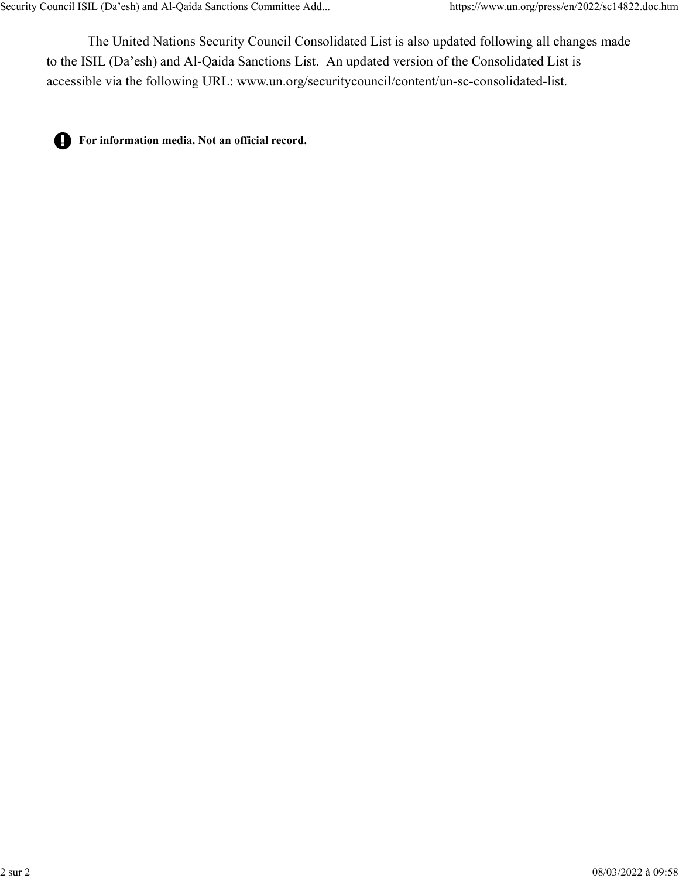The United Nations Security Council Consolidated List is also updated following all changes made to the ISIL (Da’esh) and Al-Qaida Sanctions List. An updated version of the Consolidated List is accessible via the following URL: www.un.org/securitycouncil/content/un-sc-consolidated-list.

**For information media. Not an official record.**